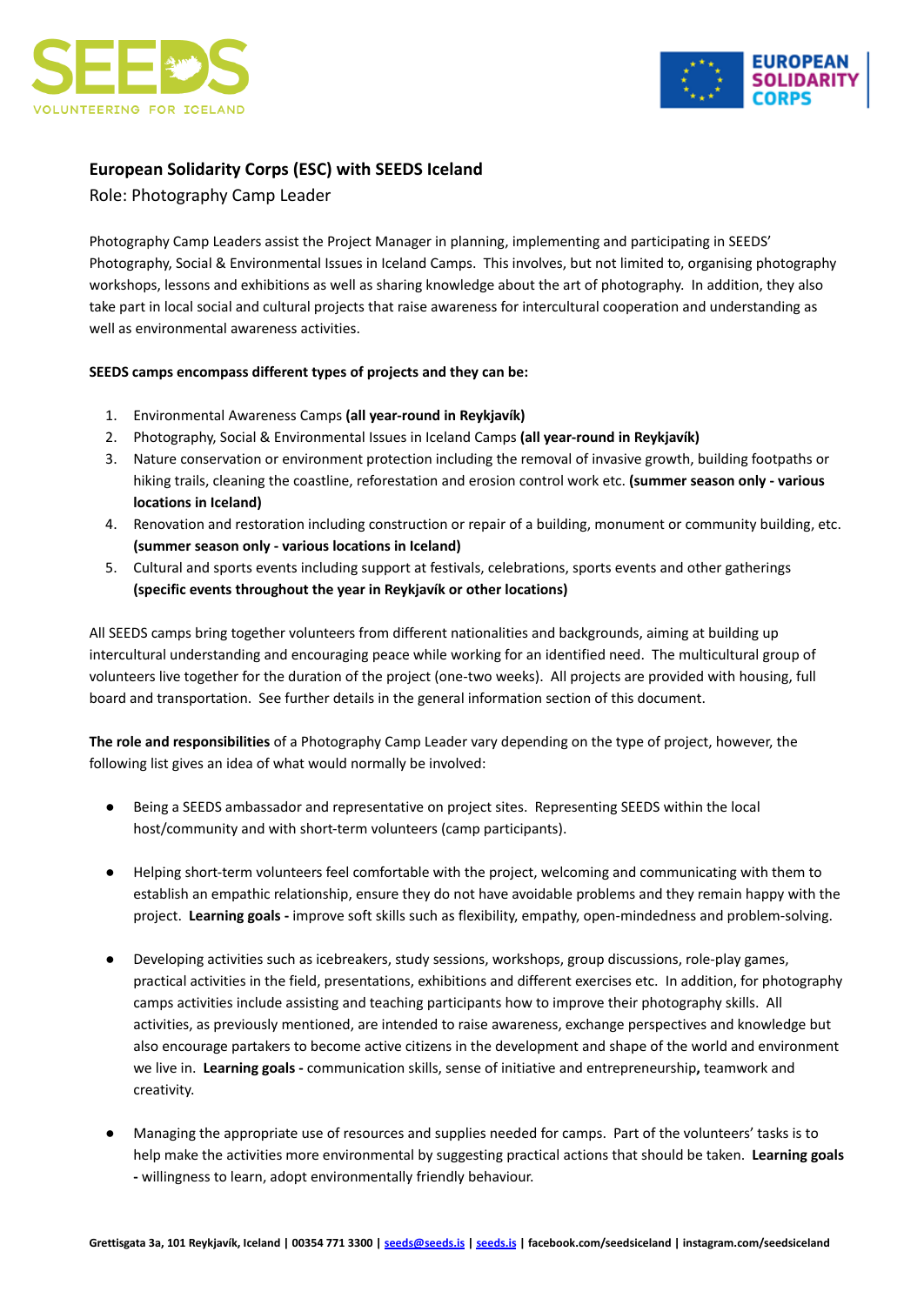## European Solidarity Corps (ESC) with SEEDS Iceland

Role: Photography Camp Leader

Photography Camp Leaders assist the Project Manager in planning, implementing and participating in SEEDS' Photography, Social & Environmental Issues in Iceland Camps. This involves, but not limited to, organising photography workshops, lessons and exhibitions as well as sharing knowledge about the art of photography. In addition, they also take part in local social and cultural projects that raise awareness for intercultural cooperation and understanding as well as environmental awareness activities.

**SEEDS camps encompass different types of projects and they can be:**

1. Environmental Awareness Camps **(all year-round in Reykjavík)**
2. Photography, Social & Environmental Issues in Iceland Camps **(all year-round in Reykjavík)**
3. Nature conservation or environment protection including the removal of invasive growth, building footpaths or hiking trails, cleaning the coastline, reforestation and erosion control work etc. **(summer season only - various locations in Iceland)**
4. Renovation and restoration including construction or repair of a building, monument or community building, etc. **(summer season only - various locations in Iceland)**
5. Cultural and sports events including support at festivals, celebrations, sports events and other gatherings **(specific events throughout the year in Reykjavík or other locations)**

All SEEDS camps bring together volunteers from different nationalities and backgrounds, aiming at building up intercultural understanding and encouraging peace while working for an identified need. The multicultural group of volunteers live together for the duration of the project (one-two weeks). All projects are provided with housing, full board and transportation. See further details in the general information section of this document.

**The role and responsibilities** of a Photography Camp Leader vary depending on the type of project, however, the following list gives an idea of what would normally be involved:

- Being a SEEDS ambassador and representative on project sites. Representing SEEDS within the local host/community and with short-term volunteers (camp participants).

- Helping short-term volunteers feel comfortable with the project, welcoming and communicating with them to establish an empathic relationship, ensure they do not have avoidable problems and they remain happy with the project. **Learning goals -** improve soft skills such as flexibility, empathy, open-mindedness and problem-solving.

- Developing activities such as icebreakers, study sessions, workshops, group discussions, role-play games, practical activities in the field, presentations, exhibitions and different exercises etc. In addition, for photography camps activities include assisting and teaching participants how to improve their photography skills. All activities, as previously mentioned, are intended to raise awareness, exchange perspectives and knowledge but also encourage partakers to become active citizens in the development and shape of the world and environment we live in. **Learning goals -** communication skills, sense of initiative and entrepreneurship**,** teamwork and creativity.

- Managing the appropriate use of resources and supplies needed for camps. Part of the volunteers' tasks is to help make the activities more environmental by suggesting practical actions that should be taken. **Learning goals -** willingness to learn, adopt environmentally friendly behaviour.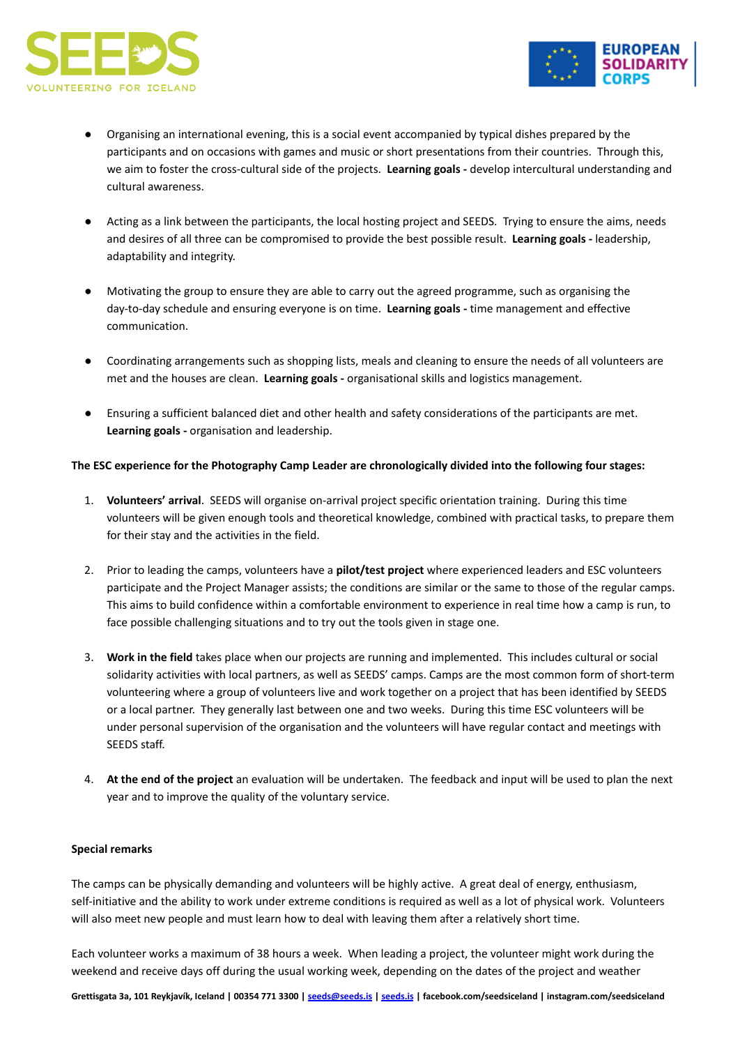- Organising an international evening, this is a social event accompanied by typical dishes prepared by the participants and on occasions with games and music or short presentations from their countries. Through this, we aim to foster the cross-cultural side of the projects. **Learning goals -** develop intercultural understanding and cultural awareness.

- Acting as a link between the participants, the local hosting project and SEEDS. Trying to ensure the aims, needs and desires of all three can be compromised to provide the best possible result. **Learning goals -** leadership, adaptability and integrity.

- Motivating the group to ensure they are able to carry out the agreed programme, such as organising the day-to-day schedule and ensuring everyone is on time. **Learning goals -** time management and effective communication.

- Coordinating arrangements such as shopping lists, meals and cleaning to ensure the needs of all volunteers are met and the houses are clean. **Learning goals -** organisational skills and logistics management.

- Ensuring a sufficient balanced diet and other health and safety considerations of the participants are met. **Learning goals -** organisation and leadership.

**The ESC experience for the Photography Camp Leader are chronologically divided into the following four stages:**

1. **Volunteers' arrival**. SEEDS will organise on-arrival project specific orientation training. During this time volunteers will be given enough tools and theoretical knowledge, combined with practical tasks, to prepare them for their stay and the activities in the field.

2. Prior to leading the camps, volunteers have a **pilot/test project** where experienced leaders and ESC volunteers participate and the Project Manager assists; the conditions are similar or the same to those of the regular camps. This aims to build confidence within a comfortable environment to experience in real time how a camp is run, to face possible challenging situations and to try out the tools given in stage one.

3. **Work in the field** takes place when our projects are running and implemented. This includes cultural or social solidarity activities with local partners, as well as SEEDS' camps. Camps are the most common form of short-term volunteering where a group of volunteers live and work together on a project that has been identified by SEEDS or a local partner. They generally last between one and two weeks. During this time ESC volunteers will be under personal supervision of the organisation and the volunteers will have regular contact and meetings with SEEDS staff.

4. **At the end of the project** an evaluation will be undertaken. The feedback and input will be used to plan the next year and to improve the quality of the voluntary service.

**Special remarks**

The camps can be physically demanding and volunteers will be highly active. A great deal of energy, enthusiasm, self-initiative and the ability to work under extreme conditions is required as well as a lot of physical work. Volunteers will also meet new people and must learn how to deal with leaving them after a relatively short time.

Each volunteer works a maximum of 38 hours a week. When leading a project, the volunteer might work during the weekend and receive days off during the usual working week, depending on the dates of the project and weather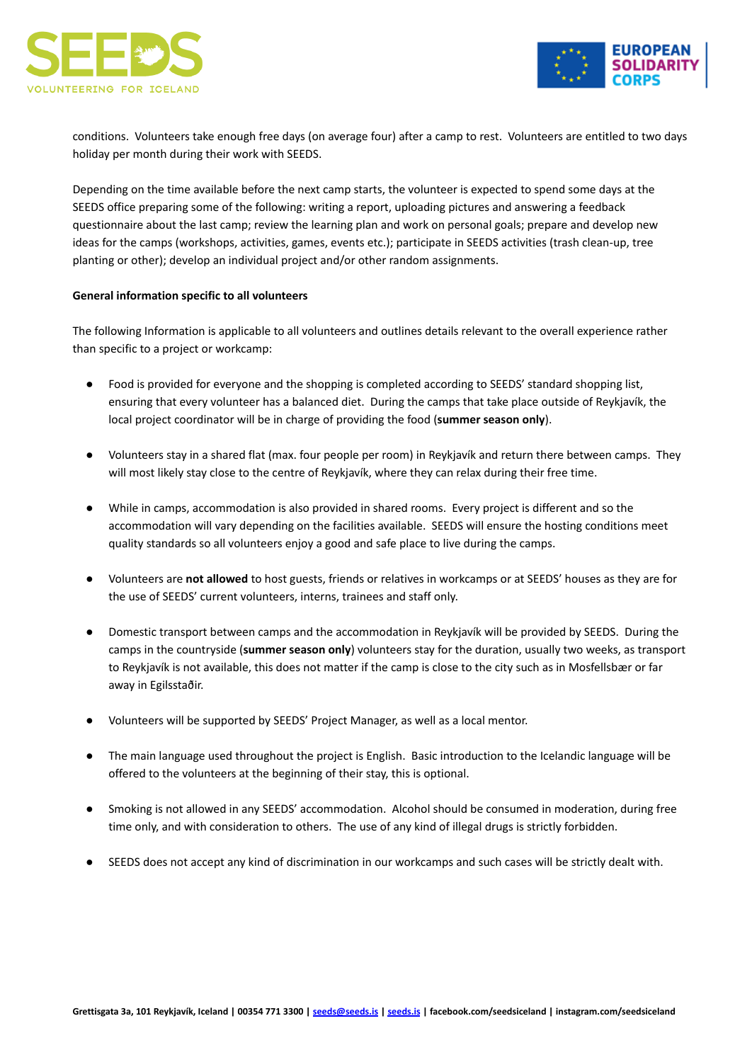conditions. Volunteers take enough free days (on average four) after a camp to rest. Volunteers are entitled to two days holiday per month during their work with SEEDS.

Depending on the time available before the next camp starts, the volunteer is expected to spend some days at the SEEDS office preparing some of the following: writing a report, uploading pictures and answering a feedback questionnaire about the last camp; review the learning plan and work on personal goals; prepare and develop new ideas for the camps (workshops, activities, games, events etc.); participate in SEEDS activities (trash clean-up, tree planting or other); develop an individual project and/or other random assignments.

**General information specific to all volunteers**

The following Information is applicable to all volunteers and outlines details relevant to the overall experience rather than specific to a project or workcamp:

- Food is provided for everyone and the shopping is completed according to SEEDS' standard shopping list, ensuring that every volunteer has a balanced diet. During the camps that take place outside of Reykjavík, the local project coordinator will be in charge of providing the food (**summer season only**).

- Volunteers stay in a shared flat (max. four people per room) in Reykjavík and return there between camps. They will most likely stay close to the centre of Reykjavík, where they can relax during their free time.

- While in camps, accommodation is also provided in shared rooms. Every project is different and so the accommodation will vary depending on the facilities available. SEEDS will ensure the hosting conditions meet quality standards so all volunteers enjoy a good and safe place to live during the camps.

- Volunteers are **not allowed** to host guests, friends or relatives in workcamps or at SEEDS' houses as they are for the use of SEEDS' current volunteers, interns, trainees and staff only.

- Domestic transport between camps and the accommodation in Reykjavík will be provided by SEEDS. During the camps in the countryside (**summer season only**) volunteers stay for the duration, usually two weeks, as transport to Reykjavík is not available, this does not matter if the camp is close to the city such as in Mosfellsbær or far away in Egilsstaðir.

- Volunteers will be supported by SEEDS' Project Manager, as well as a local mentor.

- The main language used throughout the project is English. Basic introduction to the Icelandic language will be offered to the volunteers at the beginning of their stay, this is optional.

- Smoking is not allowed in any SEEDS' accommodation. Alcohol should be consumed in moderation, during free time only, and with consideration to others. The use of any kind of illegal drugs is strictly forbidden.

- SEEDS does not accept any kind of discrimination in our workcamps and such cases will be strictly dealt with.